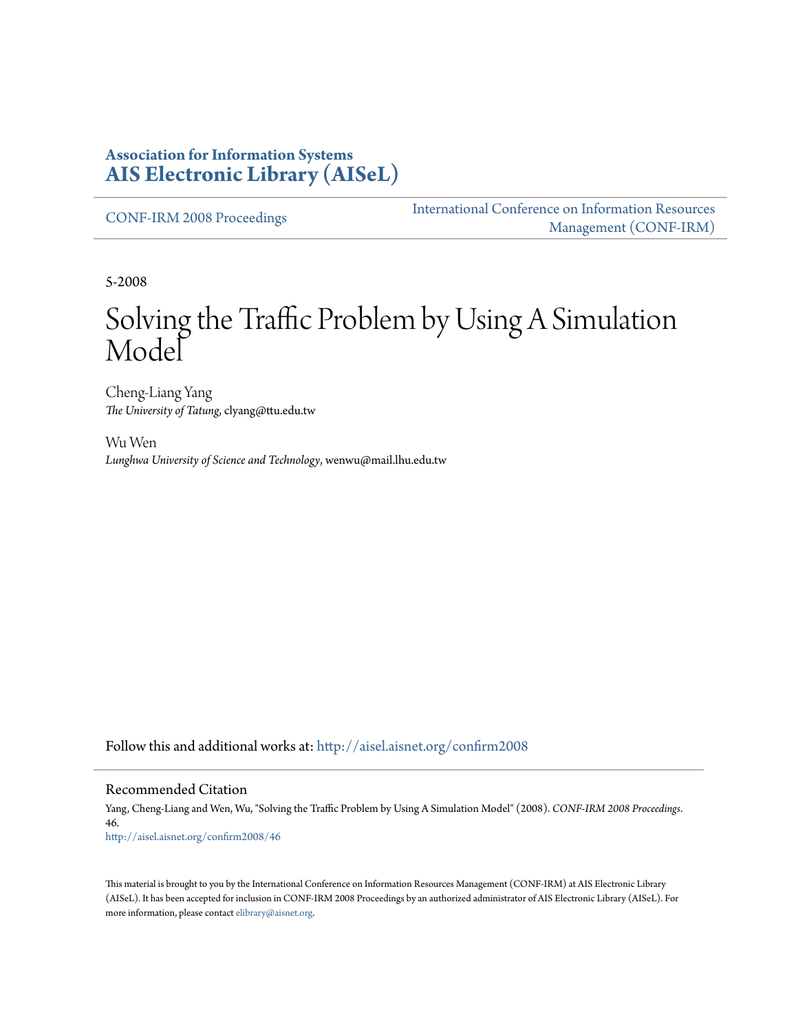**Association for Information Systems**
**AIS Electronic Library (AISeL)**

CONF-IRM 2008 Proceedings

International Conference on Information Resources Management (CONF-IRM)

5-2008

# Solving the Traffic Problem by Using A Simulation Model

Cheng-Liang Yang
*The University of Tatung*, clyang@ttu.edu.tw

Wu Wen
*Lunghwa University of Science and Technology*, wenwu@mail.lhu.edu.tw

Follow this and additional works at: http://aisel.aisnet.org/confirm2008

## Recommended Citation

Yang, Cheng-Liang and Wen, Wu, "Solving the Traffic Problem by Using A Simulation Model" (2008). *CONF-IRM 2008 Proceedings*. 46.
http://aisel.aisnet.org/confirm2008/46

This material is brought to you by the International Conference on Information Resources Management (CONF-IRM) at AIS Electronic Library (AISeL). It has been accepted for inclusion in CONF-IRM 2008 Proceedings by an authorized administrator of AIS Electronic Library (AISeL). For more information, please contact elibrary@aisnet.org.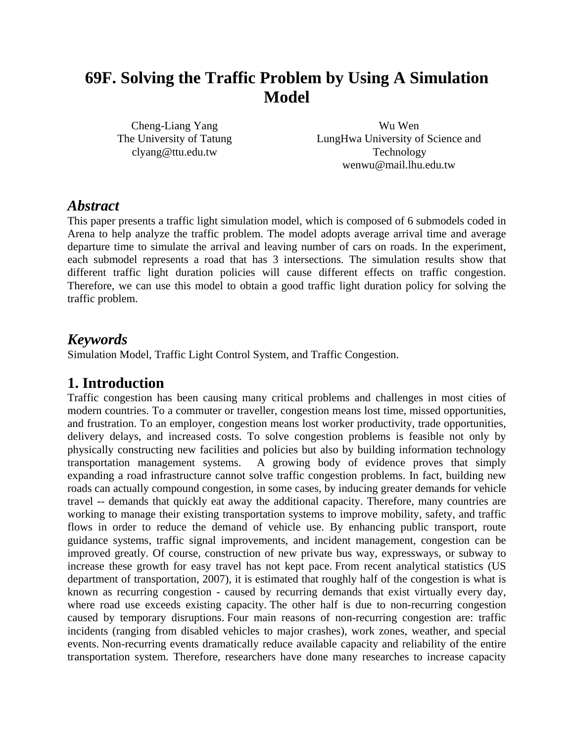# 69F. Solving the Traffic Problem by Using A Simulation Model

Cheng-Liang Yang
The University of Tatung
clyang@ttu.edu.tw

Wu Wen
LungHwa University of Science and Technology
wenwu@mail.lhu.edu.tw

## *Abstract*

This paper presents a traffic light simulation model, which is composed of 6 submodels coded in Arena to help analyze the traffic problem. The model adopts average arrival time and average departure time to simulate the arrival and leaving number of cars on roads. In the experiment, each submodel represents a road that has 3 intersections. The simulation results show that different traffic light duration policies will cause different effects on traffic congestion. Therefore, we can use this model to obtain a good traffic light duration policy for solving the traffic problem.

## *Keywords*

Simulation Model, Traffic Light Control System, and Traffic Congestion.

## 1. Introduction

Traffic congestion has been causing many critical problems and challenges in most cities of modern countries. To a commuter or traveller, congestion means lost time, missed opportunities, and frustration. To an employer, congestion means lost worker productivity, trade opportunities, delivery delays, and increased costs. To solve congestion problems is feasible not only by physically constructing new facilities and policies but also by building information technology transportation management systems. A growing body of evidence proves that simply expanding a road infrastructure cannot solve traffic congestion problems. In fact, building new roads can actually compound congestion, in some cases, by inducing greater demands for vehicle travel -- demands that quickly eat away the additional capacity. Therefore, many countries are working to manage their existing transportation systems to improve mobility, safety, and traffic flows in order to reduce the demand of vehicle use. By enhancing public transport, route guidance systems, traffic signal improvements, and incident management, congestion can be improved greatly. Of course, construction of new private bus way, expressways, or subway to increase these growth for easy travel has not kept pace. From recent analytical statistics (US department of transportation, 2007), it is estimated that roughly half of the congestion is what is known as recurring congestion - caused by recurring demands that exist virtually every day, where road use exceeds existing capacity. The other half is due to non-recurring congestion caused by temporary disruptions. Four main reasons of non-recurring congestion are: traffic incidents (ranging from disabled vehicles to major crashes), work zones, weather, and special events. Non-recurring events dramatically reduce available capacity and reliability of the entire transportation system. Therefore, researchers have done many researches to increase capacity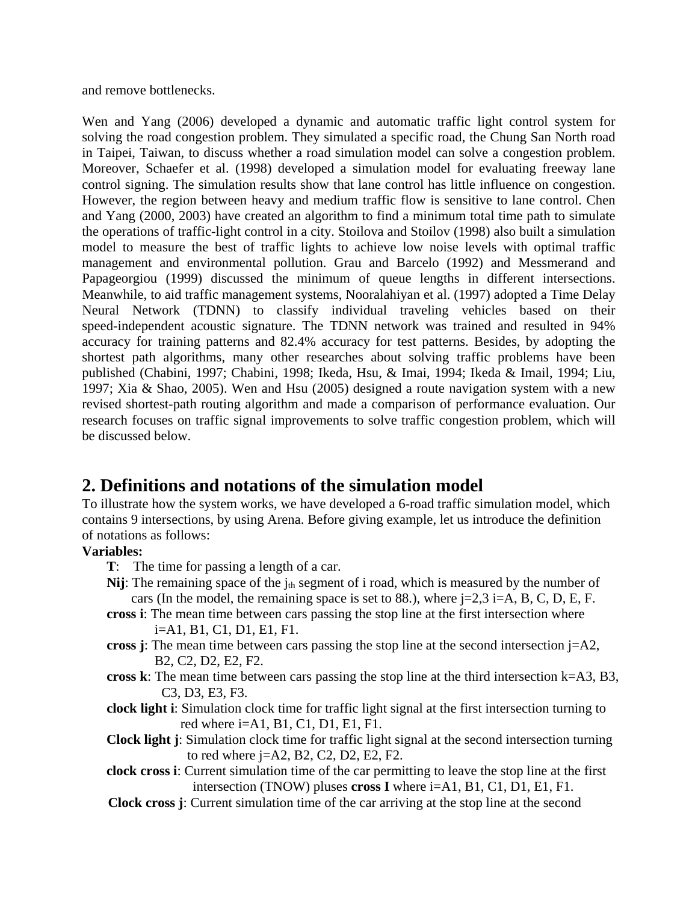and remove bottlenecks.

Wen and Yang (2006) developed a dynamic and automatic traffic light control system for solving the road congestion problem. They simulated a specific road, the Chung San North road in Taipei, Taiwan, to discuss whether a road simulation model can solve a congestion problem. Moreover, Schaefer et al. (1998) developed a simulation model for evaluating freeway lane control signing. The simulation results show that lane control has little influence on congestion. However, the region between heavy and medium traffic flow is sensitive to lane control. Chen and Yang (2000, 2003) have created an algorithm to find a minimum total time path to simulate the operations of traffic-light control in a city. Stoilova and Stoilov (1998) also built a simulation model to measure the best of traffic lights to achieve low noise levels with optimal traffic management and environmental pollution. Grau and Barcelo (1992) and Messmerand and Papageorgiou (1999) discussed the minimum of queue lengths in different intersections. Meanwhile, to aid traffic management systems, Nooralahiyan et al. (1997) adopted a Time Delay Neural Network (TDNN) to classify individual traveling vehicles based on their speed-independent acoustic signature. The TDNN network was trained and resulted in 94% accuracy for training patterns and 82.4% accuracy for test patterns. Besides, by adopting the shortest path algorithms, many other researches about solving traffic problems have been published (Chabini, 1997; Chabini, 1998; Ikeda, Hsu, & Imai, 1994; Ikeda & Imail, 1994; Liu, 1997; Xia & Shao, 2005). Wen and Hsu (2005) designed a route navigation system with a new revised shortest-path routing algorithm and made a comparison of performance evaluation. Our research focuses on traffic signal improvements to solve traffic congestion problem, which will be discussed below.

## 2. Definitions and notations of the simulation model

To illustrate how the system works, we have developed a 6-road traffic simulation model, which contains 9 intersections, by using Arena. Before giving example, let us introduce the definition of notations as follows:

**Variables:**

- **T**: The time for passing a length of a car.
- **Nij**: The remaining space of the $j_{th}$ segment of i road, which is measured by the number of cars (In the model, the remaining space is set to 88.), where j=2,3 i=A, B, C, D, E, F.
- **cross i**: The mean time between cars passing the stop line at the first intersection where i=A1, B1, C1, D1, E1, F1.
- **cross j**: The mean time between cars passing the stop line at the second intersection j=A2, B2, C2, D2, E2, F2.
- **cross k**: The mean time between cars passing the stop line at the third intersection k=A3, B3, C3, D3, E3, F3.
- **clock light i**: Simulation clock time for traffic light signal at the first intersection turning to red where i=A1, B1, C1, D1, E1, F1.
- **Clock light j**: Simulation clock time for traffic light signal at the second intersection turning to red where j=A2, B2, C2, D2, E2, F2.
- **clock cross i**: Current simulation time of the car permitting to leave the stop line at the first intersection (TNOW) pluses **cross I** where i=A1, B1, C1, D1, E1, F1.
- **Clock cross j**: Current simulation time of the car arriving at the stop line at the second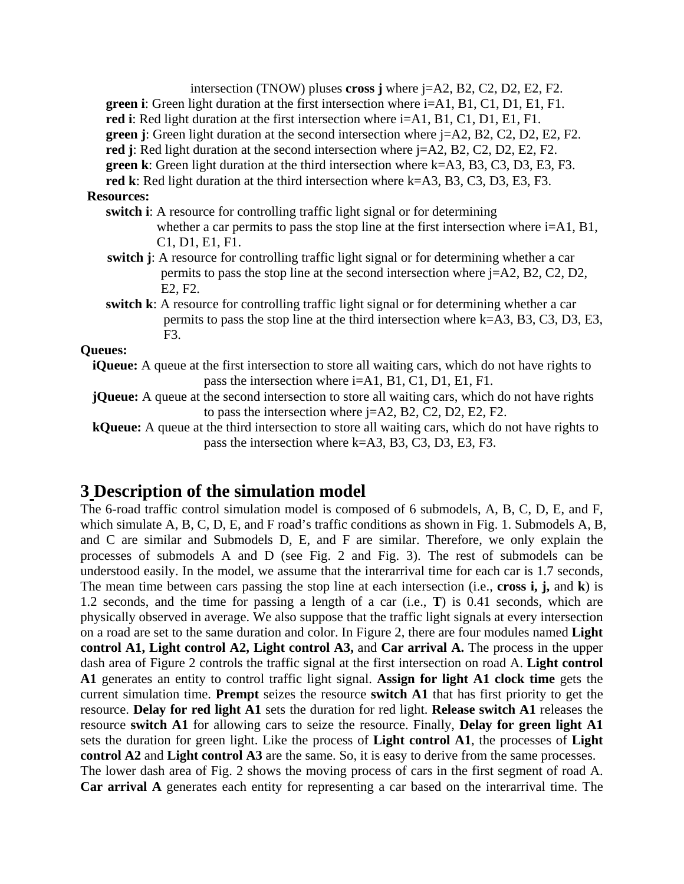intersection (TNOW) pluses **cross j** where j=A2, B2, C2, D2, E2, F2.

**green i**: Green light duration at the first intersection where i=A1, B1, C1, D1, E1, F1.

**red i**: Red light duration at the first intersection where i=A1, B1, C1, D1, E1, F1.

**green j**: Green light duration at the second intersection where j=A2, B2, C2, D2, E2, F2.

**red j**: Red light duration at the second intersection where j=A2, B2, C2, D2, E2, F2.

**green k**: Green light duration at the third intersection where k=A3, B3, C3, D3, E3, F3.

**red k**: Red light duration at the third intersection where k=A3, B3, C3, D3, E3, F3.

**Resources:**

**switch i**: A resource for controlling traffic light signal or for determining whether a car permits to pass the stop line at the first intersection where i=A1, B1, C1, D1, E1, F1.

**switch j**: A resource for controlling traffic light signal or for determining whether a car permits to pass the stop line at the second intersection where j=A2, B2, C2, D2, E2, F2.

**switch k**: A resource for controlling traffic light signal or for determining whether a car permits to pass the stop line at the third intersection where k=A3, B3, C3, D3, E3, F3.

**Queues:**

**iQueue:** A queue at the first intersection to store all waiting cars, which do not have rights to pass the intersection where i=A1, B1, C1, D1, E1, F1.

**jQueue:** A queue at the second intersection to store all waiting cars, which do not have rights to pass the intersection where j=A2, B2, C2, D2, E2, F2.

**kQueue:** A queue at the third intersection to store all waiting cars, which do not have rights to pass the intersection where k=A3, B3, C3, D3, E3, F3.

## 3 Description of the simulation model

The 6-road traffic control simulation model is composed of 6 submodels, A, B, C, D, E, and F, which simulate A, B, C, D, E, and F road's traffic conditions as shown in Fig. 1. Submodels A, B, and C are similar and Submodels D, E, and F are similar. Therefore, we only explain the processes of submodels A and D (see Fig. 2 and Fig. 3). The rest of submodels can be understood easily. In the model, we assume that the interarrival time for each car is 1.7 seconds, The mean time between cars passing the stop line at each intersection (i.e., **cross i, j,** and **k**) is 1.2 seconds, and the time for passing a length of a car (i.e., **T**) is 0.41 seconds, which are physically observed in average. We also suppose that the traffic light signals at every intersection on a road are set to the same duration and color. In Figure 2, there are four modules named **Light control A1, Light control A2, Light control A3,** and **Car arrival A.** The process in the upper dash area of Figure 2 controls the traffic signal at the first intersection on road A. **Light control A1** generates an entity to control traffic light signal. **Assign for light A1 clock time** gets the current simulation time. **Prempt** seizes the resource **switch A1** that has first priority to get the resource. **Delay for red light A1** sets the duration for red light. **Release switch A1** releases the resource **switch A1** for allowing cars to seize the resource. Finally, **Delay for green light A1** sets the duration for green light. Like the process of **Light control A1**, the processes of **Light control A2** and **Light control A3** are the same. So, it is easy to derive from the same processes.

The lower dash area of Fig. 2 shows the moving process of cars in the first segment of road A. **Car arrival A** generates each entity for representing a car based on the interarrival time. The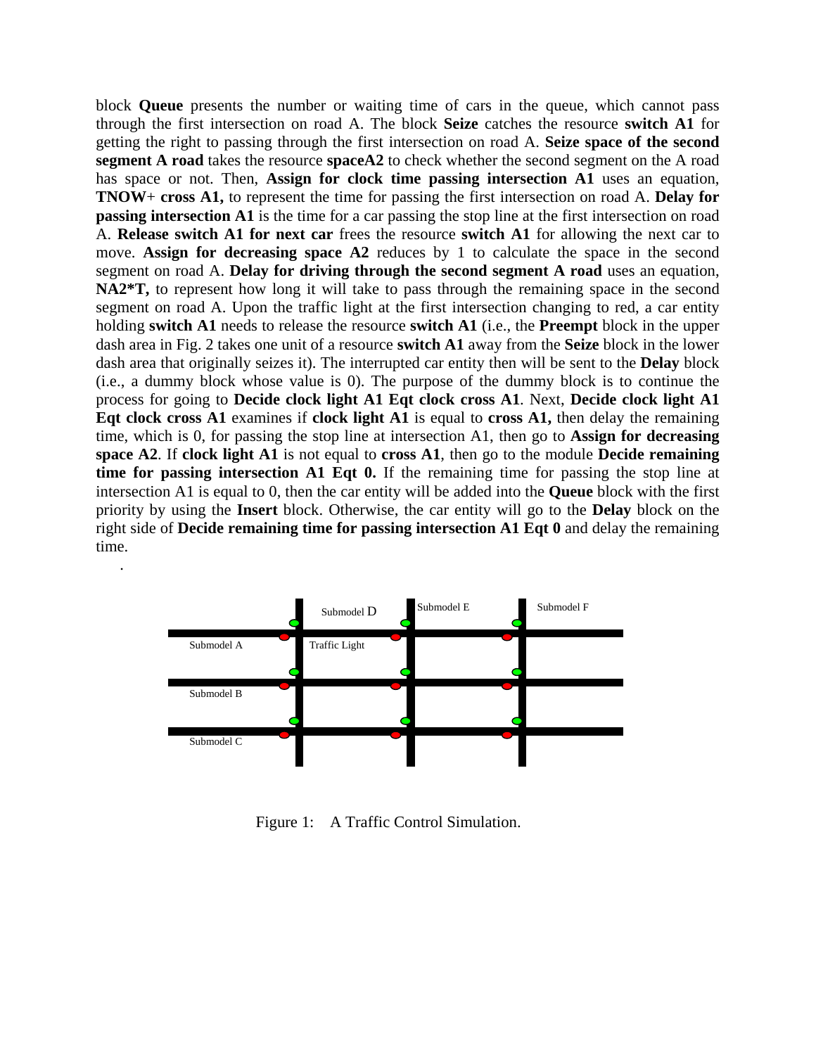block **Queue** presents the number or waiting time of cars in the queue, which cannot pass through the first intersection on road A. The block **Seize** catches the resource **switch A1** for getting the right to passing through the first intersection on road A. **Seize space of the second segment A road** takes the resource **spaceA2** to check whether the second segment on the A road has space or not. Then, **Assign for clock time passing intersection A1** uses an equation, **TNOW**+ **cross A1,** to represent the time for passing the first intersection on road A. **Delay for passing intersection A1** is the time for a car passing the stop line at the first intersection on road A. **Release switch A1 for next car** frees the resource **switch A1** for allowing the next car to move. **Assign for decreasing space A2** reduces by 1 to calculate the space in the second segment on road A. **Delay for driving through the second segment A road** uses an equation, **NA2*T,** to represent how long it will take to pass through the remaining space in the second segment on road A. Upon the traffic light at the first intersection changing to red, a car entity holding **switch A1** needs to release the resource **switch A1** (i.e., the **Preempt** block in the upper dash area in Fig. 2 takes one unit of a resource **switch A1** away from the **Seize** block in the lower dash area that originally seizes it). The interrupted car entity then will be sent to the **Delay** block (i.e., a dummy block whose value is 0). The purpose of the dummy block is to continue the process for going to **Decide clock light A1 Eqt clock cross A1**. Next, **Decide clock light A1 Eqt clock cross A1** examines if **clock light A1** is equal to **cross A1,** then delay the remaining time, which is 0, for passing the stop line at intersection A1, then go to **Assign for decreasing space A2**. If **clock light A1** is not equal to **cross A1**, then go to the module **Decide remaining time for passing intersection A1 Eqt 0.** If the remaining time for passing the stop line at intersection A1 is equal to 0, then the car entity will be added into the **Queue** block with the first priority by using the **Insert** block. Otherwise, the car entity will go to the **Delay** block on the right side of **Decide remaining time for passing intersection A1 Eqt 0** and delay the remaining time.

.

Submodel D | Submodel E | Submodel F

Submodel A | Traffic Light

Submodel B

Submodel C

Figure 1: A Traffic Control Simulation.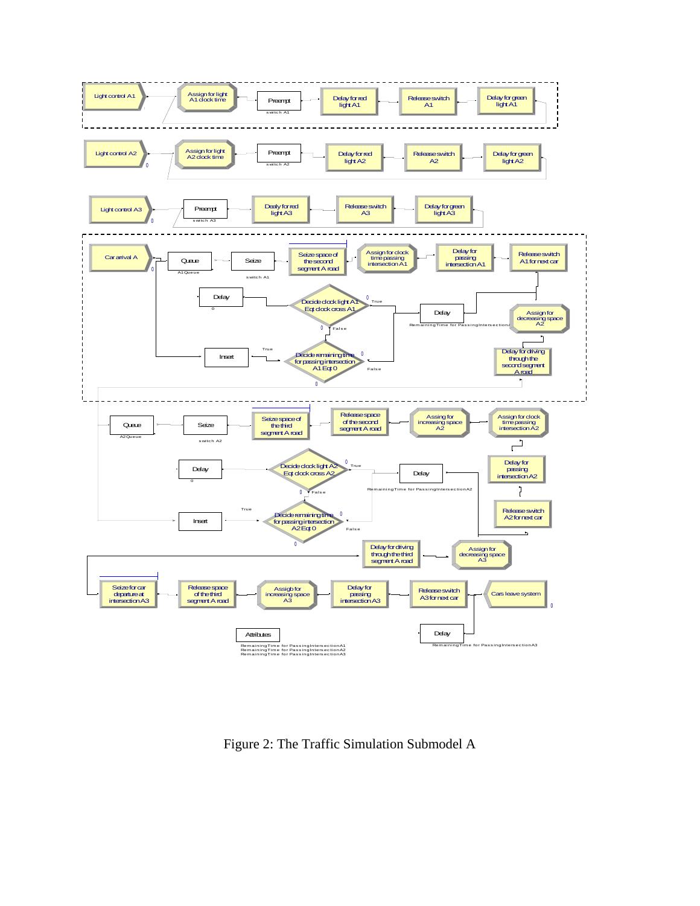Figure 2: The Traffic Simulation Submodel A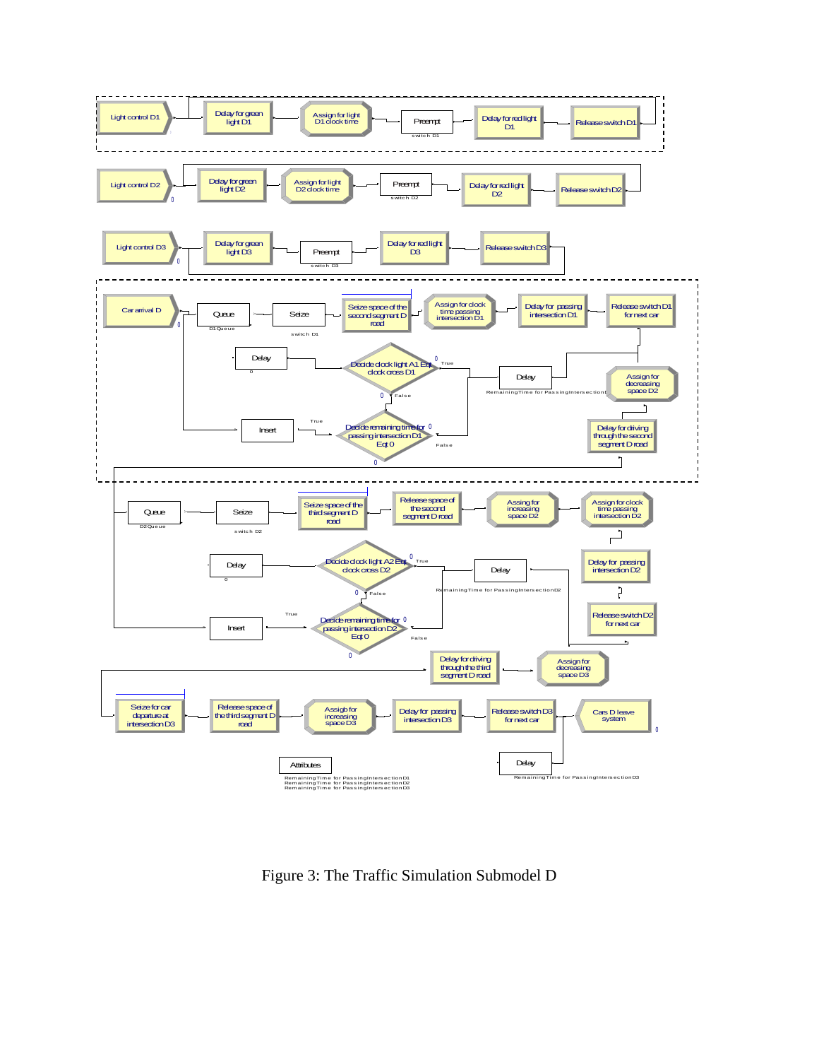Figure 3: The Traffic Simulation Submodel D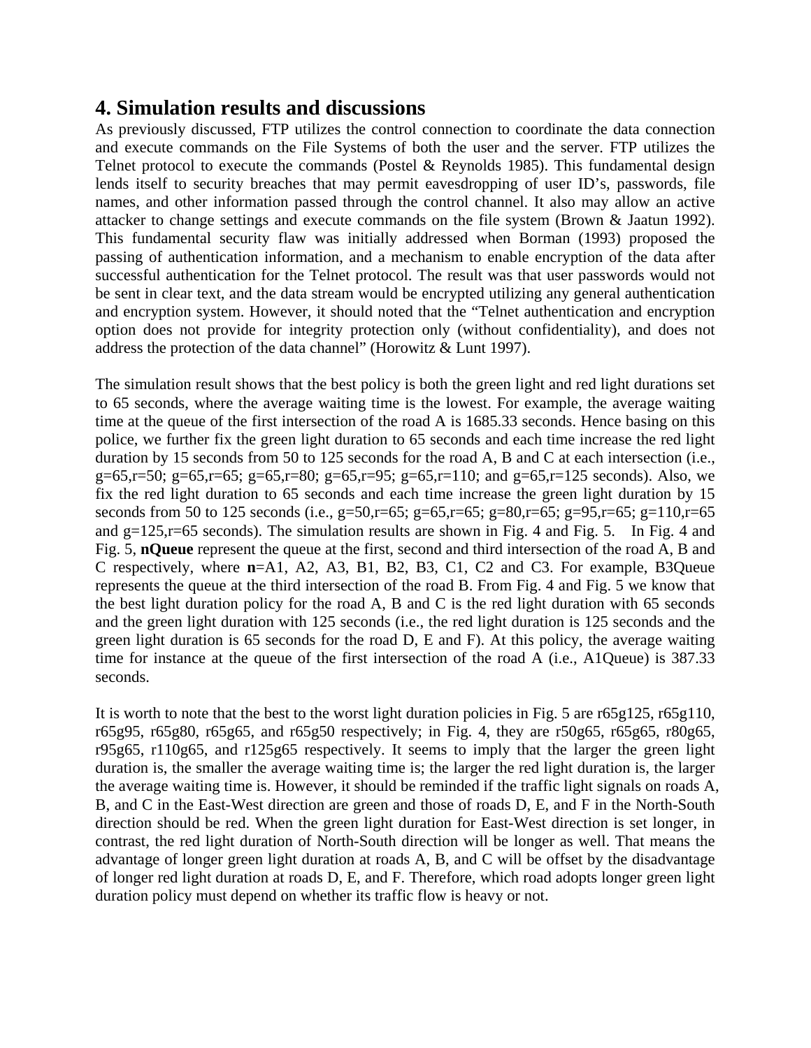## 4. Simulation results and discussions

As previously discussed, FTP utilizes the control connection to coordinate the data connection and execute commands on the File Systems of both the user and the server. FTP utilizes the Telnet protocol to execute the commands (Postel & Reynolds 1985). This fundamental design lends itself to security breaches that may permit eavesdropping of user ID's, passwords, file names, and other information passed through the control channel. It also may allow an active attacker to change settings and execute commands on the file system (Brown & Jaatun 1992). This fundamental security flaw was initially addressed when Borman (1993) proposed the passing of authentication information, and a mechanism to enable encryption of the data after successful authentication for the Telnet protocol. The result was that user passwords would not be sent in clear text, and the data stream would be encrypted utilizing any general authentication and encryption system. However, it should noted that the "Telnet authentication and encryption option does not provide for integrity protection only (without confidentiality), and does not address the protection of the data channel" (Horowitz & Lunt 1997).

The simulation result shows that the best policy is both the green light and red light durations set to 65 seconds, where the average waiting time is the lowest. For example, the average waiting time at the queue of the first intersection of the road A is 1685.33 seconds. Hence basing on this police, we further fix the green light duration to 65 seconds and each time increase the red light duration by 15 seconds from 50 to 125 seconds for the road A, B and C at each intersection (i.e., g=65,r=50; g=65,r=65; g=65,r=80; g=65,r=95; g=65,r=110; and g=65,r=125 seconds). Also, we fix the red light duration to 65 seconds and each time increase the green light duration by 15 seconds from 50 to 125 seconds (i.e., g=50,r=65; g=65,r=65; g=80,r=65; g=95,r=65; g=110,r=65 and g=125,r=65 seconds). The simulation results are shown in Fig. 4 and Fig. 5. In Fig. 4 and Fig. 5, **nQueue** represent the queue at the first, second and third intersection of the road A, B and C respectively, where **n**=A1, A2, A3, B1, B2, B3, C1, C2 and C3. For example, B3Queue represents the queue at the third intersection of the road B. From Fig. 4 and Fig. 5 we know that the best light duration policy for the road A, B and C is the red light duration with 65 seconds and the green light duration with 125 seconds (i.e., the red light duration is 125 seconds and the green light duration is 65 seconds for the road D, E and F). At this policy, the average waiting time for instance at the queue of the first intersection of the road A (i.e., A1Queue) is 387.33 seconds.

It is worth to note that the best to the worst light duration policies in Fig. 5 are r65g125, r65g110, r65g95, r65g80, r65g65, and r65g50 respectively; in Fig. 4, they are r50g65, r65g65, r80g65, r95g65, r110g65, and r125g65 respectively. It seems to imply that the larger the green light duration is, the smaller the average waiting time is; the larger the red light duration is, the larger the average waiting time is. However, it should be reminded if the traffic light signals on roads A, B, and C in the East-West direction are green and those of roads D, E, and F in the North-South direction should be red. When the green light duration for East-West direction is set longer, in contrast, the red light duration of North-South direction will be longer as well. That means the advantage of longer green light duration at roads A, B, and C will be offset by the disadvantage of longer red light duration at roads D, E, and F. Therefore, which road adopts longer green light duration policy must depend on whether its traffic flow is heavy or not.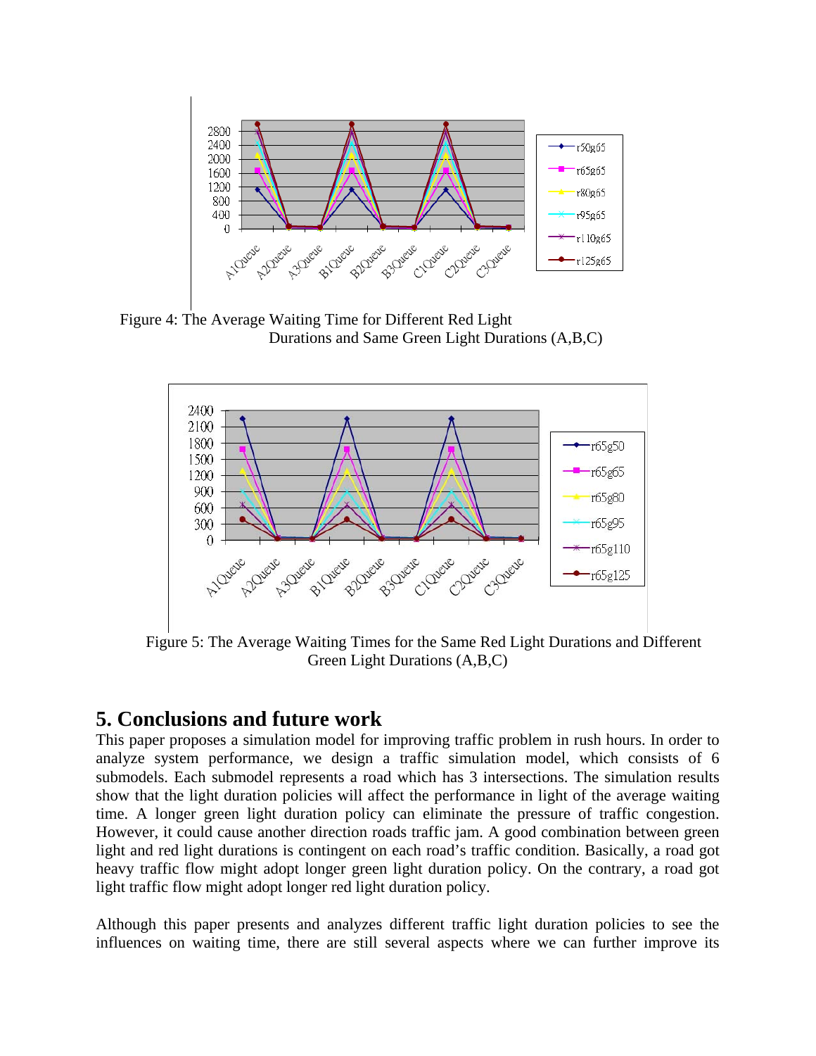Figure 4: The Average Waiting Time for Different Red Light Durations and Same Green Light Durations (A,B,C)

Figure 5: The Average Waiting Times for the Same Red Light Durations and Different Green Light Durations (A,B,C)

## 5. Conclusions and future work

This paper proposes a simulation model for improving traffic problem in rush hours. In order to analyze system performance, we design a traffic simulation model, which consists of 6 submodels. Each submodel represents a road which has 3 intersections. The simulation results show that the light duration policies will affect the performance in light of the average waiting time. A longer green light duration policy can eliminate the pressure of traffic congestion. However, it could cause another direction roads traffic jam. A good combination between green light and red light durations is contingent on each road's traffic condition. Basically, a road got heavy traffic flow might adopt longer green light duration policy. On the contrary, a road got light traffic flow might adopt longer red light duration policy.

Although this paper presents and analyzes different traffic light duration policies to see the influences on waiting time, there are still several aspects where we can further improve its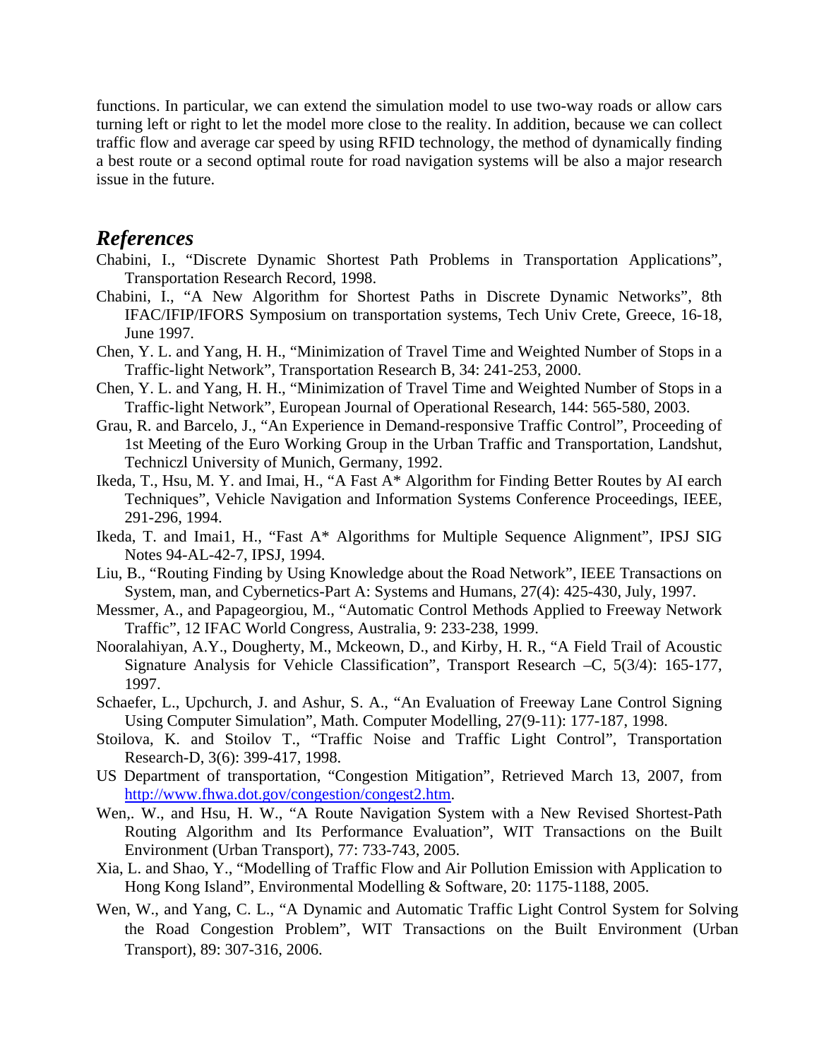functions. In particular, we can extend the simulation model to use two-way roads or allow cars turning left or right to let the model more close to the reality. In addition, because we can collect traffic flow and average car speed by using RFID technology, the method of dynamically finding a best route or a second optimal route for road navigation systems will be also a major research issue in the future.

## *References*

Chabini, I., "Discrete Dynamic Shortest Path Problems in Transportation Applications", Transportation Research Record, 1998.

Chabini, I., "A New Algorithm for Shortest Paths in Discrete Dynamic Networks", 8th IFAC/IFIP/IFORS Symposium on transportation systems, Tech Univ Crete, Greece, 16-18, June 1997.

Chen, Y. L. and Yang, H. H., "Minimization of Travel Time and Weighted Number of Stops in a Traffic-light Network", Transportation Research B, 34: 241-253, 2000.

Chen, Y. L. and Yang, H. H., "Minimization of Travel Time and Weighted Number of Stops in a Traffic-light Network", European Journal of Operational Research, 144: 565-580, 2003.

Grau, R. and Barcelo, J., "An Experience in Demand-responsive Traffic Control", Proceeding of 1st Meeting of the Euro Working Group in the Urban Traffic and Transportation, Landshut, Techniczl University of Munich, Germany, 1992.

Ikeda, T., Hsu, M. Y. and Imai, H., "A Fast A* Algorithm for Finding Better Routes by AI earch Techniques", Vehicle Navigation and Information Systems Conference Proceedings, IEEE, 291-296, 1994.

Ikeda, T. and Imai1, H., "Fast A* Algorithms for Multiple Sequence Alignment", IPSJ SIG Notes 94-AL-42-7, IPSJ, 1994.

Liu, B., "Routing Finding by Using Knowledge about the Road Network", IEEE Transactions on System, man, and Cybernetics-Part A: Systems and Humans, 27(4): 425-430, July, 1997.

Messmer, A., and Papageorgiou, M., "Automatic Control Methods Applied to Freeway Network Traffic", 12 IFAC World Congress, Australia, 9: 233-238, 1999.

Nooralahiyan, A.Y., Dougherty, M., Mckeown, D., and Kirby, H. R., "A Field Trail of Acoustic Signature Analysis for Vehicle Classification", Transport Research –C, 5(3/4): 165-177, 1997.

Schaefer, L., Upchurch, J. and Ashur, S. A., "An Evaluation of Freeway Lane Control Signing Using Computer Simulation", Math. Computer Modelling, 27(9-11): 177-187, 1998.

Stoilova, K. and Stoilov T., "Traffic Noise and Traffic Light Control", Transportation Research-D, 3(6): 399-417, 1998.

US Department of transportation, "Congestion Mitigation", Retrieved March 13, 2007, from http://www.fhwa.dot.gov/congestion/congest2.htm.

Wen,. W., and Hsu, H. W., "A Route Navigation System with a New Revised Shortest-Path Routing Algorithm and Its Performance Evaluation", WIT Transactions on the Built Environment (Urban Transport), 77: 733-743, 2005.

Xia, L. and Shao, Y., "Modelling of Traffic Flow and Air Pollution Emission with Application to Hong Kong Island", Environmental Modelling & Software, 20: 1175-1188, 2005.

Wen, W., and Yang, C. L., "A Dynamic and Automatic Traffic Light Control System for Solving the Road Congestion Problem", WIT Transactions on the Built Environment (Urban Transport), 89: 307-316, 2006.